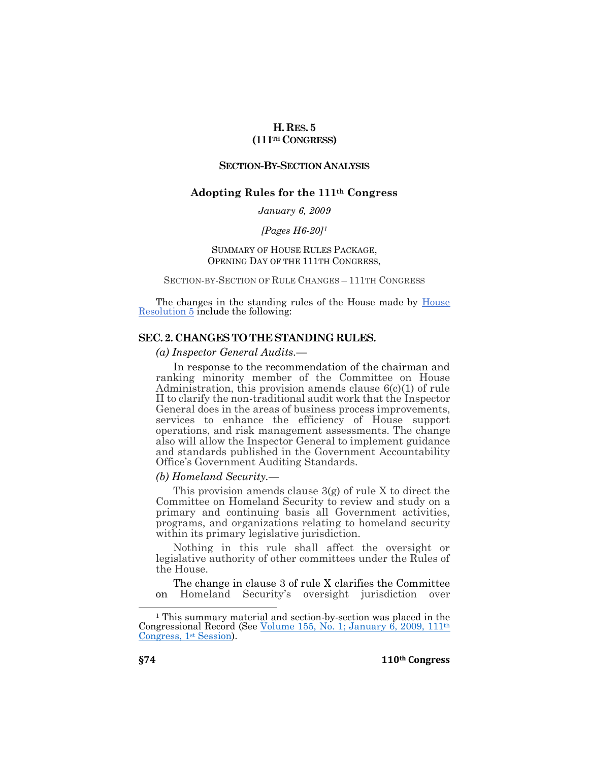# H. RES. 5
## (111TH CONGRESS)

### SECTION-BY-SECTION ANALYSIS

### Adopting Rules for the 111th Congress

*January 6, 2009*

*[Pages H6-20]*[1]

SUMMARY OF HOUSE RULES PACKAGE,
OPENING DAY OF THE 111TH CONGRESS,

SECTION-BY-SECTION OF RULE CHANGES – 111TH CONGRESS

The changes in the standing rules of the House made by House Resolution 5 include the following:

## SEC. 2. CHANGES TO THE STANDING RULES.

*(a) Inspector General Audits.*—

In response to the recommendation of the chairman and ranking minority member of the Committee on House Administration, this provision amends clause 6(c)(1) of rule II to clarify the non-traditional audit work that the Inspector General does in the areas of business process improvements, services to enhance the efficiency of House support operations, and risk management assessments. The change also will allow the Inspector General to implement guidance and standards published in the Government Accountability Office's Government Auditing Standards.

*(b) Homeland Security.*—

This provision amends clause 3(g) of rule X to direct the Committee on Homeland Security to review and study on a primary and continuing basis all Government activities, programs, and organizations relating to homeland security within its primary legislative jurisdiction.

Nothing in this rule shall affect the oversight or legislative authority of other committees under the Rules of the House.

The change in clause 3 of rule X clarifies the Committee on Homeland Security's oversight jurisdiction over

---

[1] This summary material and section-by-section was placed in the Congressional Record (See Volume 155, No. 1; January 6, 2009, 111th Congress, 1st Session).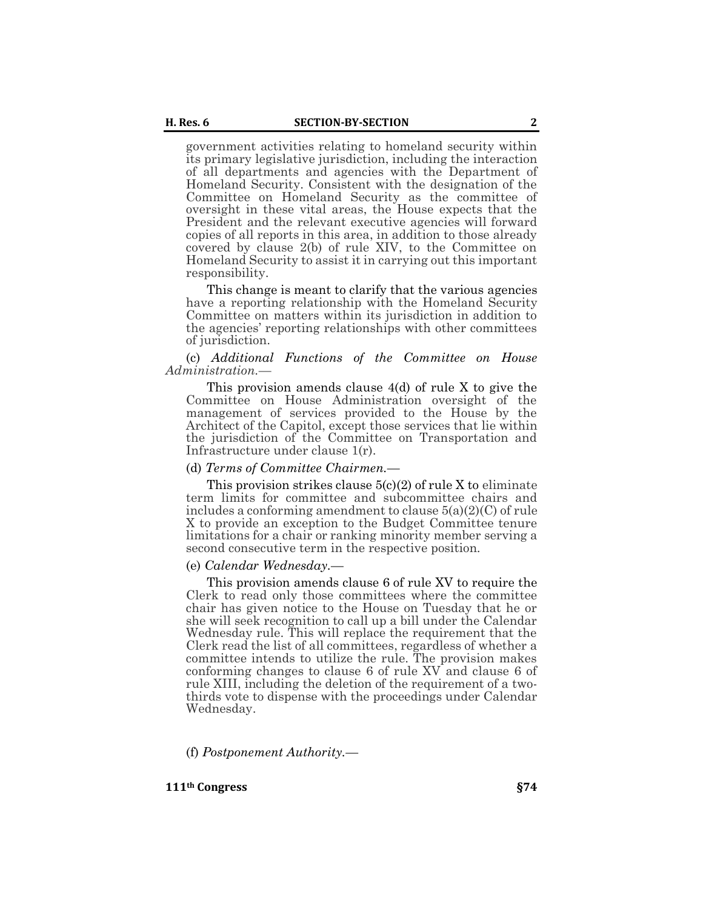government activities relating to homeland security within its primary legislative jurisdiction, including the interaction of all departments and agencies with the Department of Homeland Security. Consistent with the designation of the Committee on Homeland Security as the committee of oversight in these vital areas, the House expects that the President and the relevant executive agencies will forward copies of all reports in this area, in addition to those already covered by clause 2(b) of rule XIV, to the Committee on Homeland Security to assist it in carrying out this important responsibility.

This change is meant to clarify that the various agencies have a reporting relationship with the Homeland Security Committee on matters within its jurisdiction in addition to the agencies' reporting relationships with other committees of jurisdiction.

(c) *Additional Functions of the Committee on House Administration.*—

This provision amends clause 4(d) of rule X to give the Committee on House Administration oversight of the management of services provided to the House by the Architect of the Capitol, except those services that lie within the jurisdiction of the Committee on Transportation and Infrastructure under clause 1(r).

(d) *Terms of Committee Chairmen.*—

This provision strikes clause 5(c)(2) of rule X to eliminate term limits for committee and subcommittee chairs and includes a conforming amendment to clause 5(a)(2)(C) of rule X to provide an exception to the Budget Committee tenure limitations for a chair or ranking minority member serving a second consecutive term in the respective position.

(e) *Calendar Wednesday.*—

This provision amends clause 6 of rule XV to require the Clerk to read only those committees where the committee chair has given notice to the House on Tuesday that he or she will seek recognition to call up a bill under the Calendar Wednesday rule. This will replace the requirement that the Clerk read the list of all committees, regardless of whether a committee intends to utilize the rule. The provision makes conforming changes to clause 6 of rule XV and clause 6 of rule XIII, including the deletion of the requirement of a two-thirds vote to dispense with the proceedings under Calendar Wednesday.

(f) *Postponement Authority.*—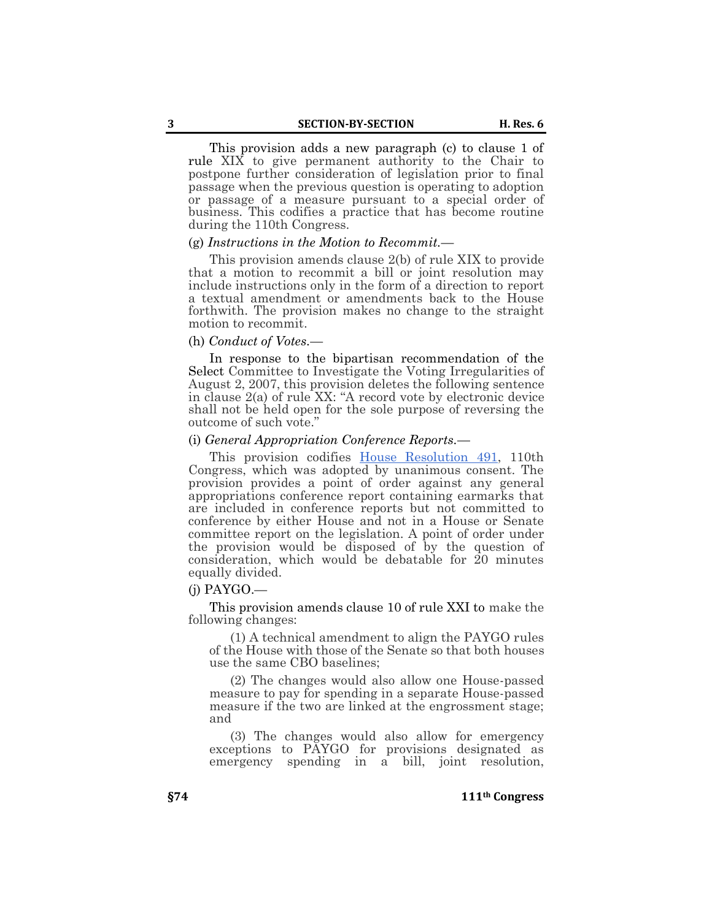This provision adds a new paragraph (c) to clause 1 of rule XIX to give permanent authority to the Chair to postpone further consideration of legislation prior to final passage when the previous question is operating to adoption or passage of a measure pursuant to a special order of business. This codifies a practice that has become routine during the 110th Congress.

(g) *Instructions in the Motion to Recommit.*—

This provision amends clause 2(b) of rule XIX to provide that a motion to recommit a bill or joint resolution may include instructions only in the form of a direction to report a textual amendment or amendments back to the House forthwith. The provision makes no change to the straight motion to recommit.

(h) *Conduct of Votes.*—

In response to the bipartisan recommendation of the Select Committee to Investigate the Voting Irregularities of August 2, 2007, this provision deletes the following sentence in clause 2(a) of rule XX: "A record vote by electronic device shall not be held open for the sole purpose of reversing the outcome of such vote."

(i) *General Appropriation Conference Reports.*—

This provision codifies House Resolution 491, 110th Congress, which was adopted by unanimous consent. The provision provides a point of order against any general appropriations conference report containing earmarks that are included in conference reports but not committed to conference by either House and not in a House or Senate committee report on the legislation. A point of order under the provision would be disposed of by the question of consideration, which would be debatable for 20 minutes equally divided.

(j) PAYGO.—

This provision amends clause 10 of rule XXI to make the following changes:

(1) A technical amendment to align the PAYGO rules of the House with those of the Senate so that both houses use the same CBO baselines;

(2) The changes would also allow one House-passed measure to pay for spending in a separate House-passed measure if the two are linked at the engrossment stage; and

(3) The changes would also allow for emergency exceptions to PAYGO for provisions designated as emergency spending in a bill, joint resolution,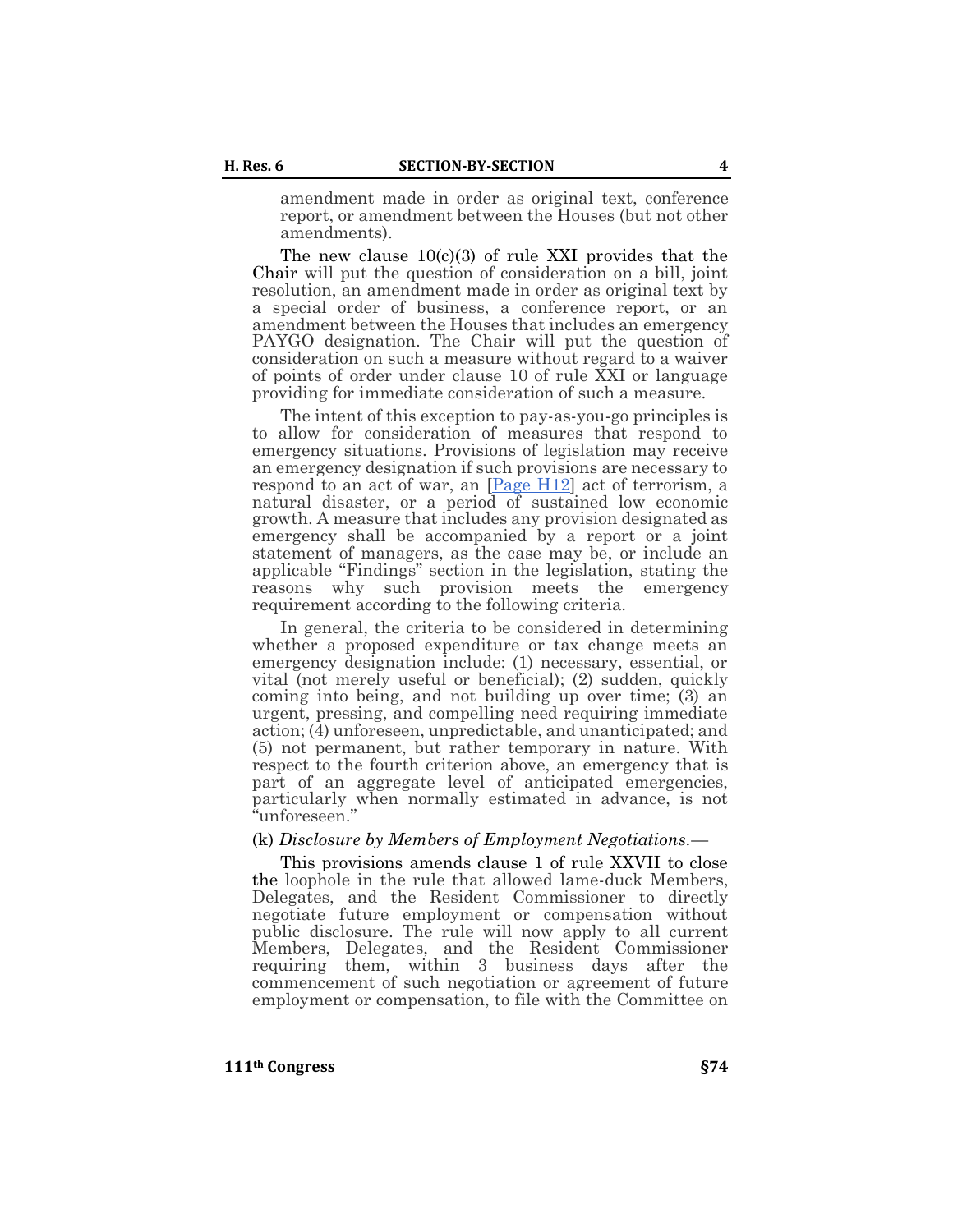amendment made in order as original text, conference report, or amendment between the Houses (but not other amendments).

The new clause 10(c)(3) of rule XXI provides that the Chair will put the question of consideration on a bill, joint resolution, an amendment made in order as original text by a special order of business, a conference report, or an amendment between the Houses that includes an emergency PAYGO designation. The Chair will put the question of consideration on such a measure without regard to a waiver of points of order under clause 10 of rule XXI or language providing for immediate consideration of such a measure.

The intent of this exception to pay-as-you-go principles is to allow for consideration of measures that respond to emergency situations. Provisions of legislation may receive an emergency designation if such provisions are necessary to respond to an act of war, an [Page H12] act of terrorism, a natural disaster, or a period of sustained low economic growth. A measure that includes any provision designated as emergency shall be accompanied by a report or a joint statement of managers, as the case may be, or include an applicable "Findings" section in the legislation, stating the reasons why such provision meets the emergency requirement according to the following criteria.

In general, the criteria to be considered in determining whether a proposed expenditure or tax change meets an emergency designation include: (1) necessary, essential, or vital (not merely useful or beneficial); (2) sudden, quickly coming into being, and not building up over time; (3) an urgent, pressing, and compelling need requiring immediate action; (4) unforeseen, unpredictable, and unanticipated; and (5) not permanent, but rather temporary in nature. With respect to the fourth criterion above, an emergency that is part of an aggregate level of anticipated emergencies, particularly when normally estimated in advance, is not "unforeseen."

(k) *Disclosure by Members of Employment Negotiations.*—

This provisions amends clause 1 of rule XXVII to close the loophole in the rule that allowed lame-duck Members, Delegates, and the Resident Commissioner to directly negotiate future employment or compensation without public disclosure. The rule will now apply to all current Members, Delegates, and the Resident Commissioner requiring them, within 3 business days after the commencement of such negotiation or agreement of future employment or compensation, to file with the Committee on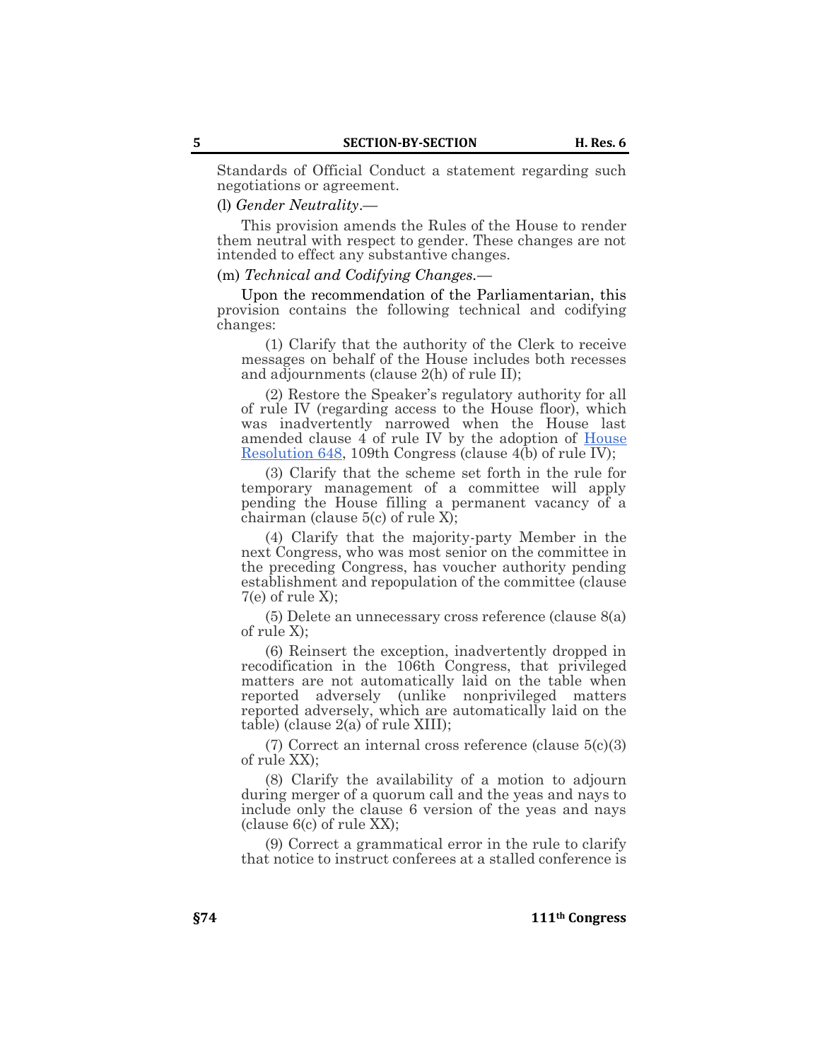Standards of Official Conduct a statement regarding such negotiations or agreement.

(l) *Gender Neutrality*.—

This provision amends the Rules of the House to render them neutral with respect to gender. These changes are not intended to effect any substantive changes.

(m) *Technical and Codifying Changes*.—

Upon the recommendation of the Parliamentarian, this provision contains the following technical and codifying changes:

(1) Clarify that the authority of the Clerk to receive messages on behalf of the House includes both recesses and adjournments (clause 2(h) of rule II);

(2) Restore the Speaker's regulatory authority for all of rule IV (regarding access to the House floor), which was inadvertently narrowed when the House last amended clause 4 of rule IV by the adoption of House Resolution 648, 109th Congress (clause 4(b) of rule IV);

(3) Clarify that the scheme set forth in the rule for temporary management of a committee will apply pending the House filling a permanent vacancy of a chairman (clause 5(c) of rule X);

(4) Clarify that the majority-party Member in the next Congress, who was most senior on the committee in the preceding Congress, has voucher authority pending establishment and repopulation of the committee (clause 7(e) of rule X);

(5) Delete an unnecessary cross reference (clause 8(a) of rule X);

(6) Reinsert the exception, inadvertently dropped in recodification in the 106th Congress, that privileged matters are not automatically laid on the table when reported adversely (unlike nonprivileged matters reported adversely, which are automatically laid on the table) (clause 2(a) of rule XIII);

(7) Correct an internal cross reference (clause 5(c)(3) of rule XX);

(8) Clarify the availability of a motion to adjourn during merger of a quorum call and the yeas and nays to include only the clause 6 version of the yeas and nays (clause 6(c) of rule XX);

(9) Correct a grammatical error in the rule to clarify that notice to instruct conferees at a stalled conference is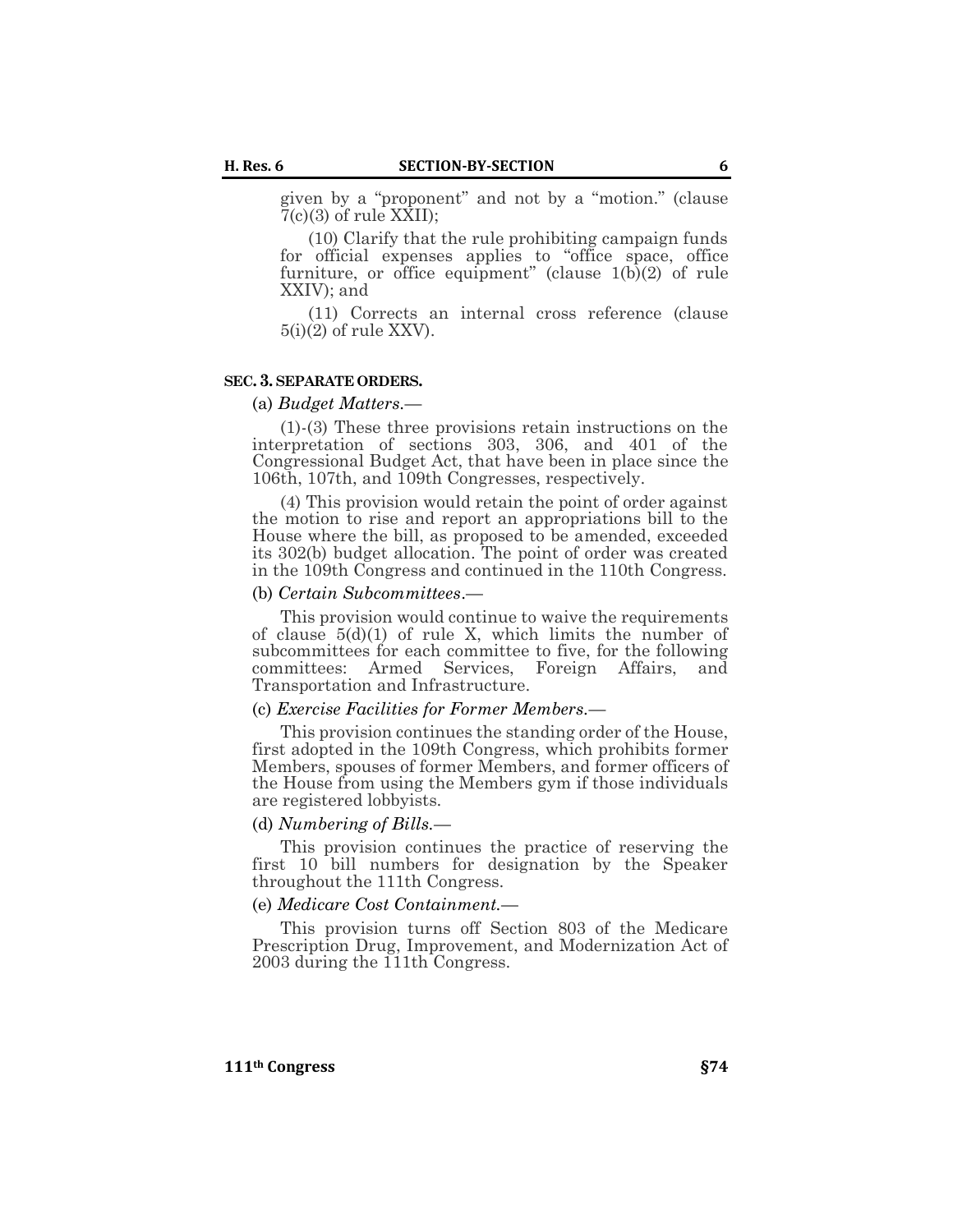given by a "proponent" and not by a "motion." (clause 7(c)(3) of rule XXII);

(10) Clarify that the rule prohibiting campaign funds for official expenses applies to "office space, office furniture, or office equipment" (clause 1(b)(2) of rule XXIV); and

(11) Corrects an internal cross reference (clause 5(i)(2) of rule XXV).

### SEC. 3. SEPARATE ORDERS.

(a) *Budget Matters.*—

(1)-(3) These three provisions retain instructions on the interpretation of sections 303, 306, and 401 of the Congressional Budget Act, that have been in place since the 106th, 107th, and 109th Congresses, respectively.

(4) This provision would retain the point of order against the motion to rise and report an appropriations bill to the House where the bill, as proposed to be amended, exceeded its 302(b) budget allocation. The point of order was created in the 109th Congress and continued in the 110th Congress.

(b) *Certain Subcommittees*.—

This provision would continue to waive the requirements of clause 5(d)(1) of rule X, which limits the number of subcommittees for each committee to five, for the following committees: Armed Services, Foreign Affairs, and Transportation and Infrastructure.

(c) *Exercise Facilities for Former Members.*—

This provision continues the standing order of the House, first adopted in the 109th Congress, which prohibits former Members, spouses of former Members, and former officers of the House from using the Members gym if those individuals are registered lobbyists.

(d) *Numbering of Bills.*—

This provision continues the practice of reserving the first 10 bill numbers for designation by the Speaker throughout the 111th Congress.

(e) *Medicare Cost Containment.*—

This provision turns off Section 803 of the Medicare Prescription Drug, Improvement, and Modernization Act of 2003 during the 111th Congress.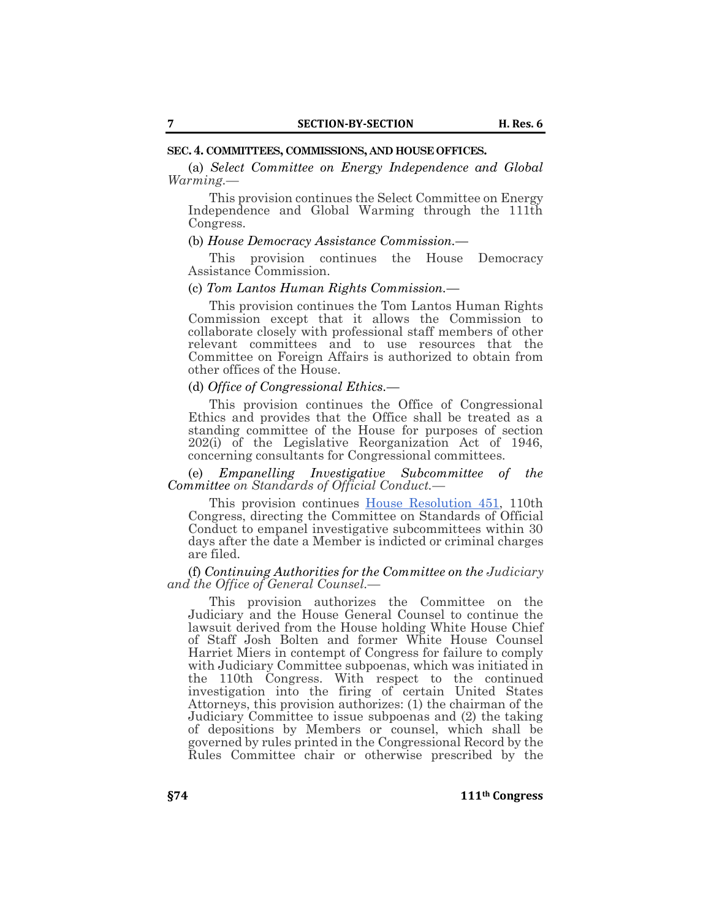**SEC. 4. COMMITTEES, COMMISSIONS, AND HOUSE OFFICES.**

(a) *Select Committee on Energy Independence and Global Warming.*—

This provision continues the Select Committee on Energy Independence and Global Warming through the 111th Congress.

(b) *House Democracy Assistance Commission.*—

This provision continues the House Democracy Assistance Commission.

(c) *Tom Lantos Human Rights Commission.*—

This provision continues the Tom Lantos Human Rights Commission except that it allows the Commission to collaborate closely with professional staff members of other relevant committees and to use resources that the Committee on Foreign Affairs is authorized to obtain from other offices of the House.

(d) *Office of Congressional Ethics.*—

This provision continues the Office of Congressional Ethics and provides that the Office shall be treated as a standing committee of the House for purposes of section 202(i) of the Legislative Reorganization Act of 1946, concerning consultants for Congressional committees.

(e) *Empanelling Investigative Subcommittee of the Committee on Standards of Official Conduct.*—

This provision continues House Resolution 451, 110th Congress, directing the Committee on Standards of Official Conduct to empanel investigative subcommittees within 30 days after the date a Member is indicted or criminal charges are filed.

(f) *Continuing Authorities for the Committee on the Judiciary and the Office of General Counsel.*—

This provision authorizes the Committee on the Judiciary and the House General Counsel to continue the lawsuit derived from the House holding White House Chief of Staff Josh Bolten and former White House Counsel Harriet Miers in contempt of Congress for failure to comply with Judiciary Committee subpoenas, which was initiated in the 110th Congress. With respect to the continued investigation into the firing of certain United States Attorneys, this provision authorizes: (1) the chairman of the Judiciary Committee to issue subpoenas and (2) the taking of depositions by Members or counsel, which shall be governed by rules printed in the Congressional Record by the Rules Committee chair or otherwise prescribed by the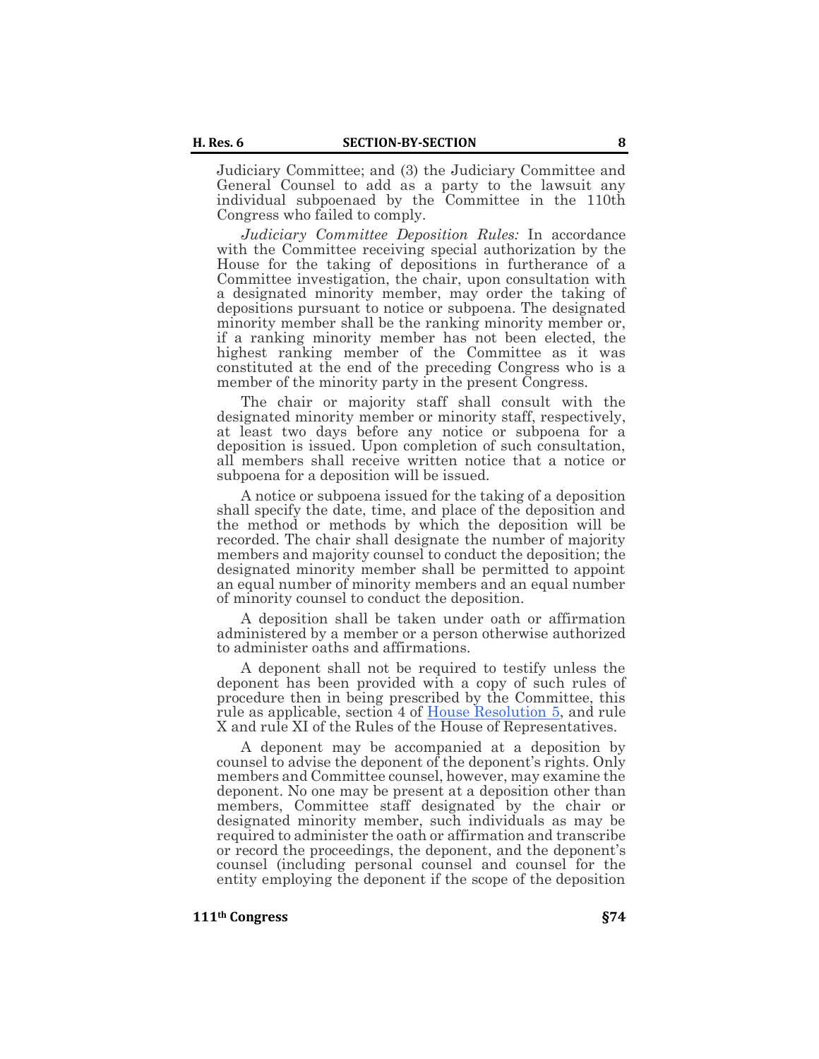Judiciary Committee; and (3) the Judiciary Committee and General Counsel to add as a party to the lawsuit any individual subpoenaed by the Committee in the 110th Congress who failed to comply.

*Judiciary Committee Deposition Rules:* In accordance with the Committee receiving special authorization by the House for the taking of depositions in furtherance of a Committee investigation, the chair, upon consultation with a designated minority member, may order the taking of depositions pursuant to notice or subpoena. The designated minority member shall be the ranking minority member or, if a ranking minority member has not been elected, the highest ranking member of the Committee as it was constituted at the end of the preceding Congress who is a member of the minority party in the present Congress.

The chair or majority staff shall consult with the designated minority member or minority staff, respectively, at least two days before any notice or subpoena for a deposition is issued. Upon completion of such consultation, all members shall receive written notice that a notice or subpoena for a deposition will be issued.

A notice or subpoena issued for the taking of a deposition shall specify the date, time, and place of the deposition and the method or methods by which the deposition will be recorded. The chair shall designate the number of majority members and majority counsel to conduct the deposition; the designated minority member shall be permitted to appoint an equal number of minority members and an equal number of minority counsel to conduct the deposition.

A deposition shall be taken under oath or affirmation administered by a member or a person otherwise authorized to administer oaths and affirmations.

A deponent shall not be required to testify unless the deponent has been provided with a copy of such rules of procedure then in being prescribed by the Committee, this rule as applicable, section 4 of House Resolution 5, and rule X and rule XI of the Rules of the House of Representatives.

A deponent may be accompanied at a deposition by counsel to advise the deponent of the deponent's rights. Only members and Committee counsel, however, may examine the deponent. No one may be present at a deposition other than members, Committee staff designated by the chair or designated minority member, such individuals as may be required to administer the oath or affirmation and transcribe or record the proceedings, the deponent, and the deponent's counsel (including personal counsel and counsel for the entity employing the deponent if the scope of the deposition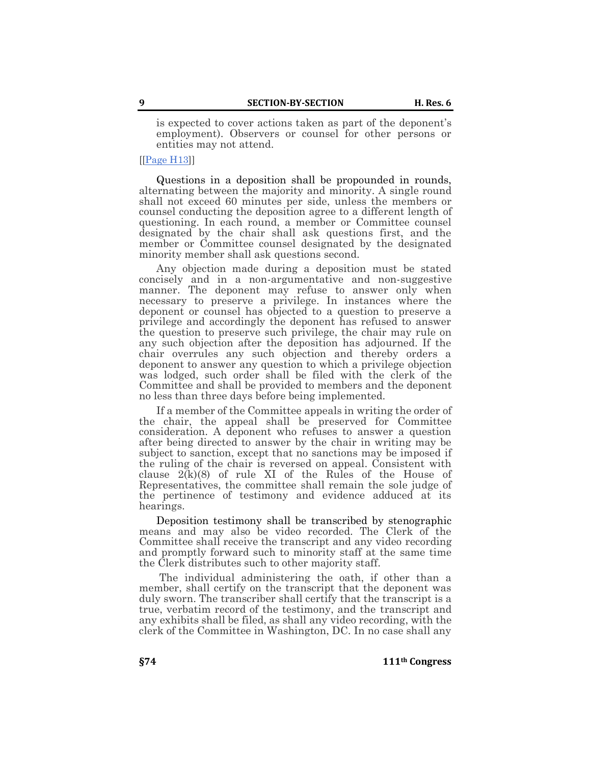is expected to cover actions taken as part of the deponent's employment). Observers or counsel for other persons or entities may not attend.

[[Page H13]]

Questions in a deposition shall be propounded in rounds, alternating between the majority and minority. A single round shall not exceed 60 minutes per side, unless the members or counsel conducting the deposition agree to a different length of questioning. In each round, a member or Committee counsel designated by the chair shall ask questions first, and the member or Committee counsel designated by the designated minority member shall ask questions second.

Any objection made during a deposition must be stated concisely and in a non-argumentative and non-suggestive manner. The deponent may refuse to answer only when necessary to preserve a privilege. In instances where the deponent or counsel has objected to a question to preserve a privilege and accordingly the deponent has refused to answer the question to preserve such privilege, the chair may rule on any such objection after the deposition has adjourned. If the chair overrules any such objection and thereby orders a deponent to answer any question to which a privilege objection was lodged, such order shall be filed with the clerk of the Committee and shall be provided to members and the deponent no less than three days before being implemented.

If a member of the Committee appeals in writing the order of the chair, the appeal shall be preserved for Committee consideration. A deponent who refuses to answer a question after being directed to answer by the chair in writing may be subject to sanction, except that no sanctions may be imposed if the ruling of the chair is reversed on appeal. Consistent with clause 2(k)(8) of rule XI of the Rules of the House of Representatives, the committee shall remain the sole judge of the pertinence of testimony and evidence adduced at its hearings.

Deposition testimony shall be transcribed by stenographic means and may also be video recorded. The Clerk of the Committee shall receive the transcript and any video recording and promptly forward such to minority staff at the same time the Clerk distributes such to other majority staff.

The individual administering the oath, if other than a member, shall certify on the transcript that the deponent was duly sworn. The transcriber shall certify that the transcript is a true, verbatim record of the testimony, and the transcript and any exhibits shall be filed, as shall any video recording, with the clerk of the Committee in Washington, DC. In no case shall any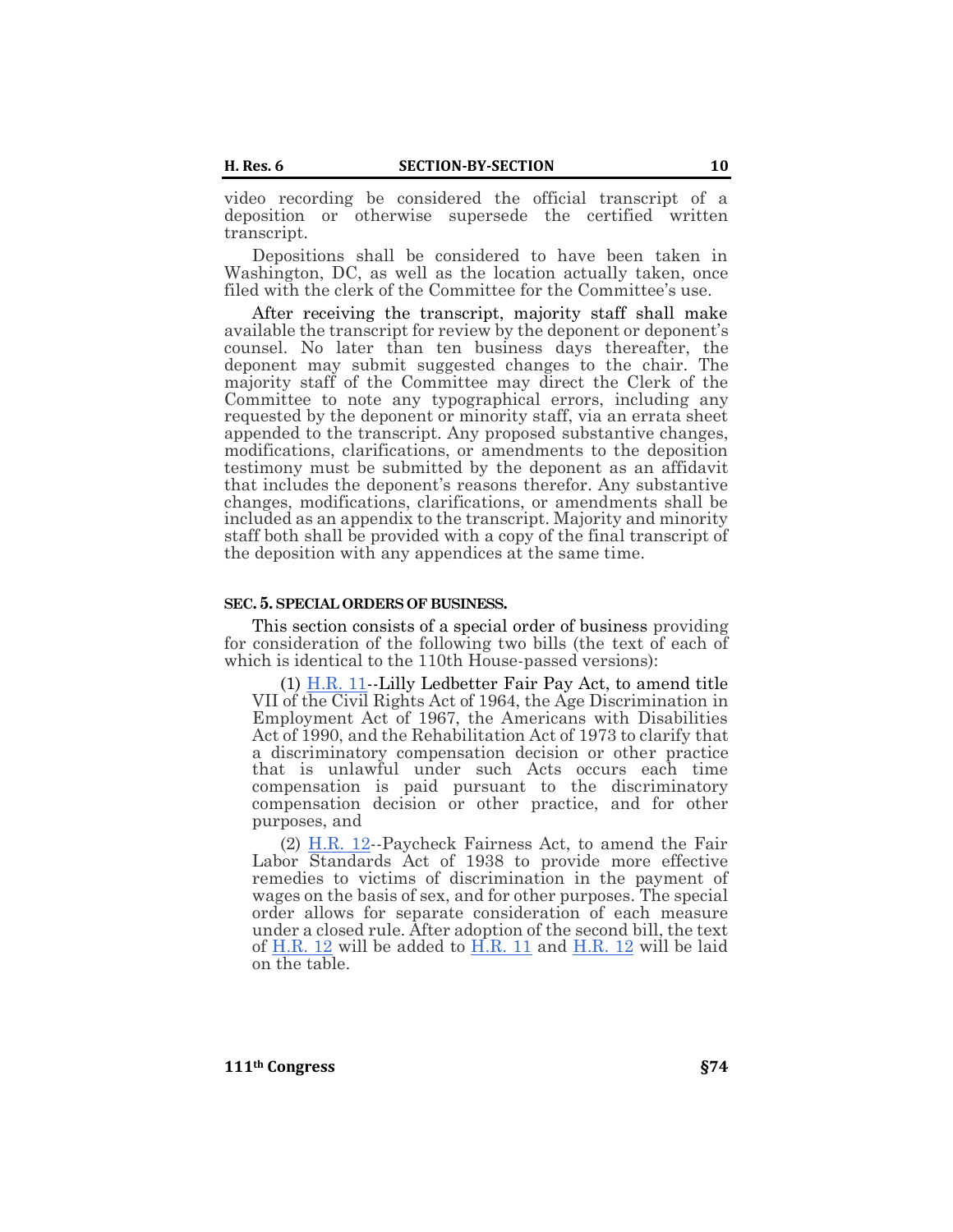video recording be considered the official transcript of a deposition or otherwise supersede the certified written transcript.

Depositions shall be considered to have been taken in Washington, DC, as well as the location actually taken, once filed with the clerk of the Committee for the Committee's use.

After receiving the transcript, majority staff shall make available the transcript for review by the deponent or deponent's counsel. No later than ten business days thereafter, the deponent may submit suggested changes to the chair. The majority staff of the Committee may direct the Clerk of the Committee to note any typographical errors, including any requested by the deponent or minority staff, via an errata sheet appended to the transcript. Any proposed substantive changes, modifications, clarifications, or amendments to the deposition testimony must be submitted by the deponent as an affidavit that includes the deponent's reasons therefor. Any substantive changes, modifications, clarifications, or amendments shall be included as an appendix to the transcript. Majority and minority staff both shall be provided with a copy of the final transcript of the deposition with any appendices at the same time.

#### SEC. 5. SPECIAL ORDERS OF BUSINESS.

This section consists of a special order of business providing for consideration of the following two bills (the text of each of which is identical to the 110th House-passed versions):

(1) H.R. 11--Lilly Ledbetter Fair Pay Act, to amend title VII of the Civil Rights Act of 1964, the Age Discrimination in Employment Act of 1967, the Americans with Disabilities Act of 1990, and the Rehabilitation Act of 1973 to clarify that a discriminatory compensation decision or other practice that is unlawful under such Acts occurs each time compensation is paid pursuant to the discriminatory compensation decision or other practice, and for other purposes, and

(2) H.R. 12--Paycheck Fairness Act, to amend the Fair Labor Standards Act of 1938 to provide more effective remedies to victims of discrimination in the payment of wages on the basis of sex, and for other purposes. The special order allows for separate consideration of each measure under a closed rule. After adoption of the second bill, the text of H.R. 12 will be added to H.R. 11 and H.R. 12 will be laid on the table.